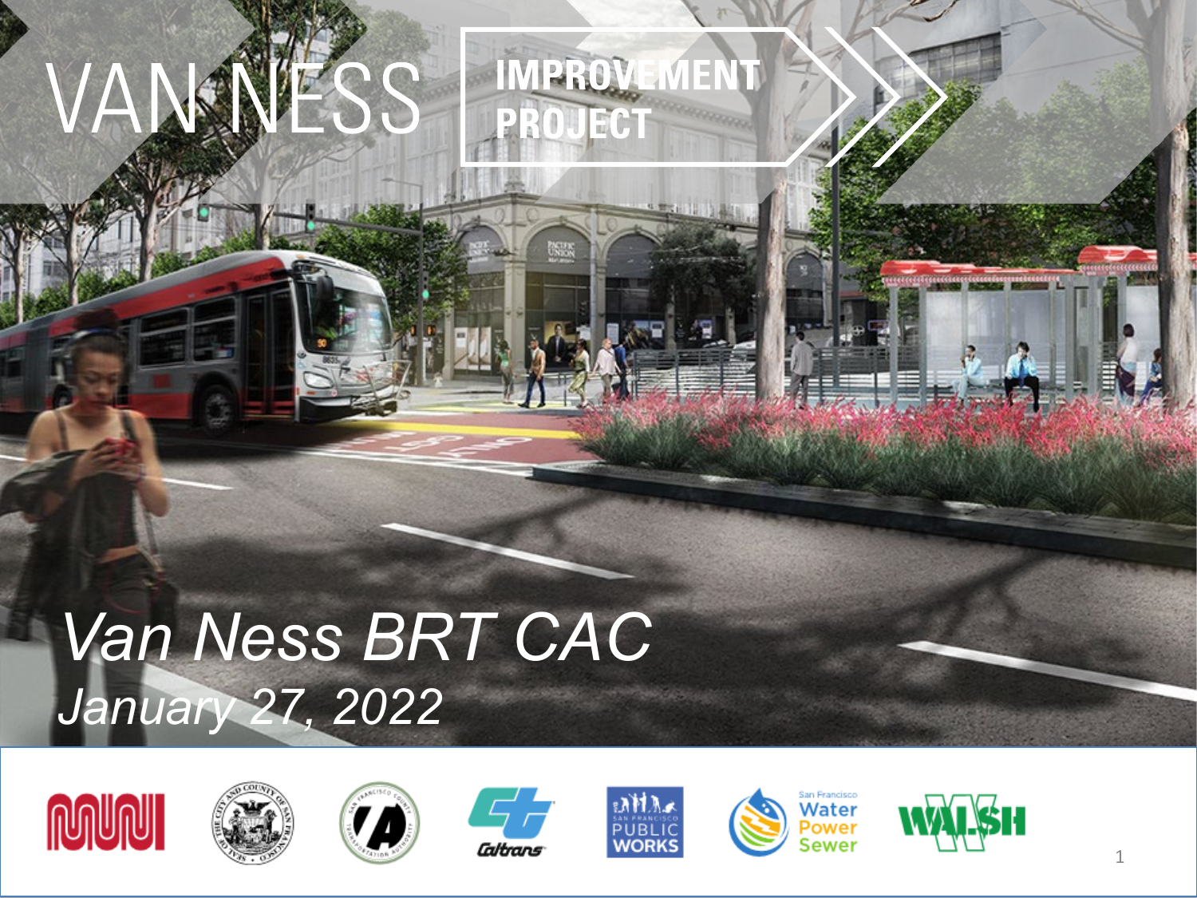# VAN NESS IMPROVEMENT PROJECT

*Van Ness BRT CAC*

*January 27, 2022*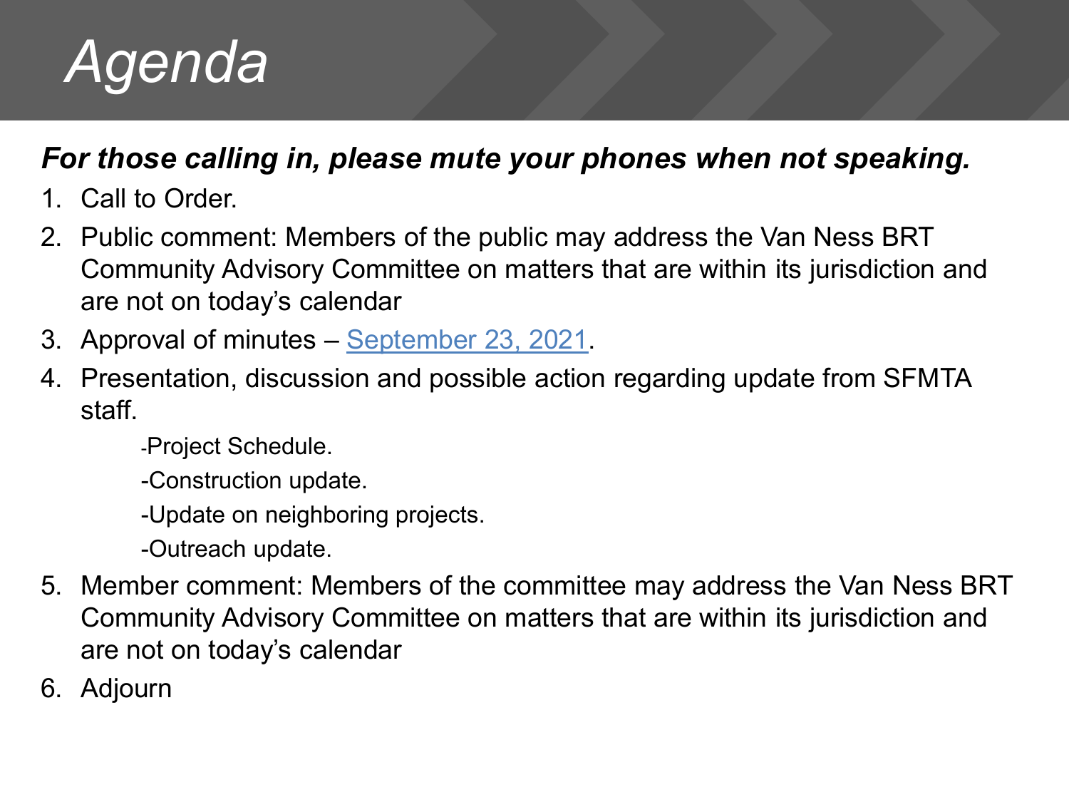# *Agenda*

***For those calling in, please mute your phones when not speaking.***

1. Call to Order.
2. Public comment: Members of the public may address the Van Ness BRT Community Advisory Committee on matters that are within its jurisdiction and are not on today's calendar
3. Approval of minutes – September 23, 2021.
4. Presentation, discussion and possible action regarding update from SFMTA staff.
   - -Project Schedule.
   - -Construction update.
   - -Update on neighboring projects.
   - -Outreach update.
5. Member comment: Members of the committee may address the Van Ness BRT Community Advisory Committee on matters that are within its jurisdiction and are not on today's calendar
6. Adjourn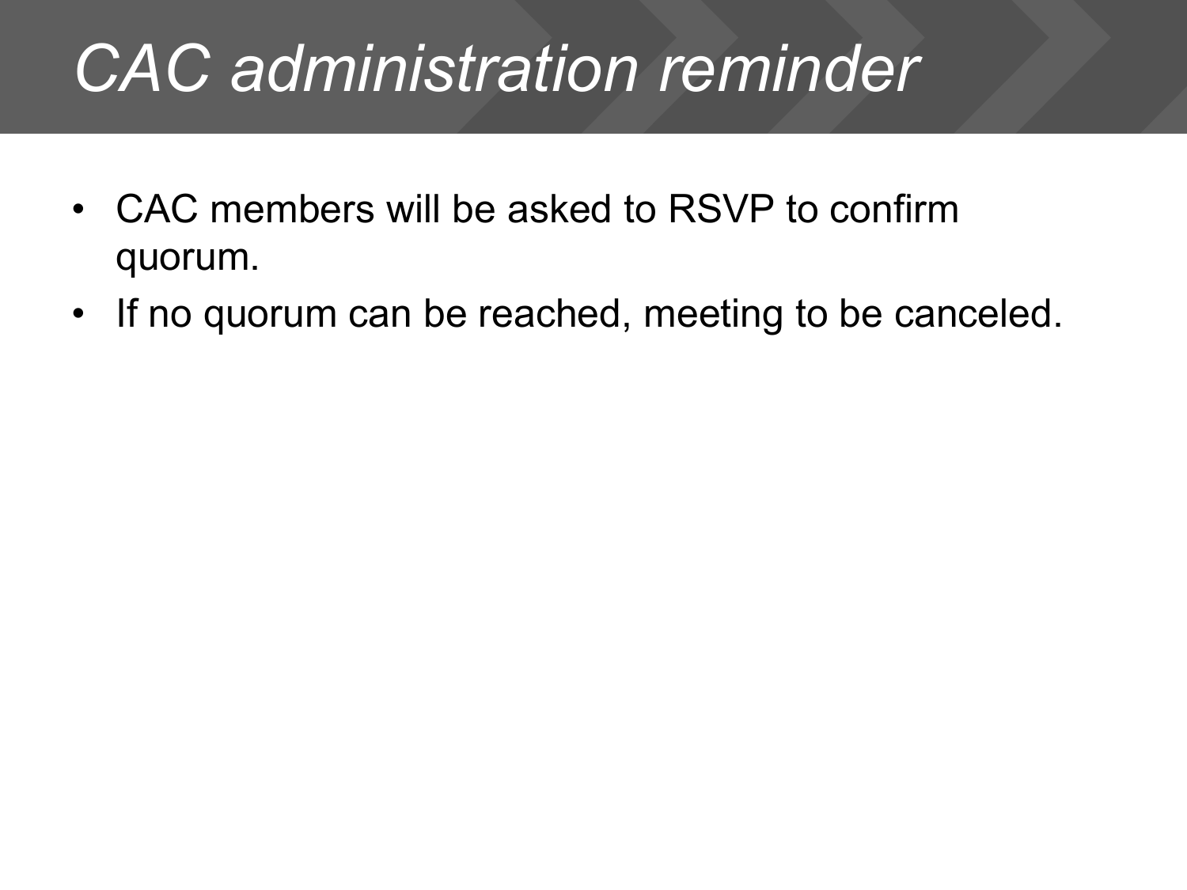# *CAC administration reminder*

- CAC members will be asked to RSVP to confirm quorum.
- If no quorum can be reached, meeting to be canceled.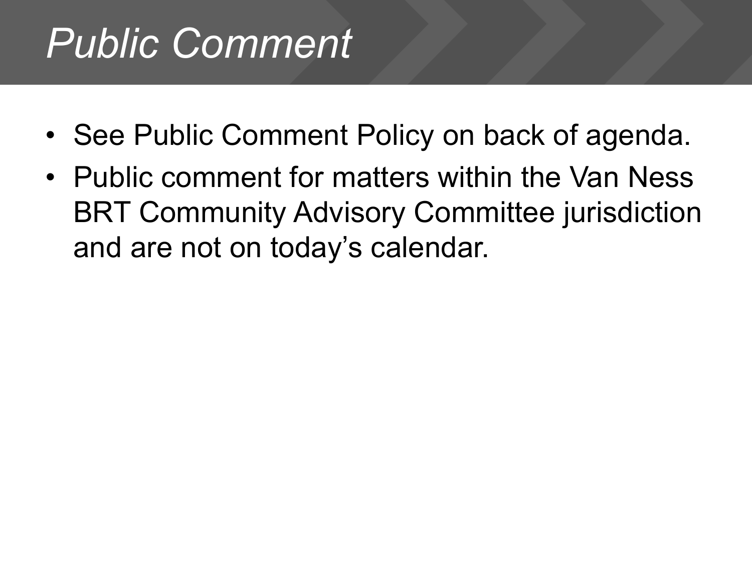# *Public Comment*

- See Public Comment Policy on back of agenda.
- Public comment for matters within the Van Ness BRT Community Advisory Committee jurisdiction and are not on today's calendar.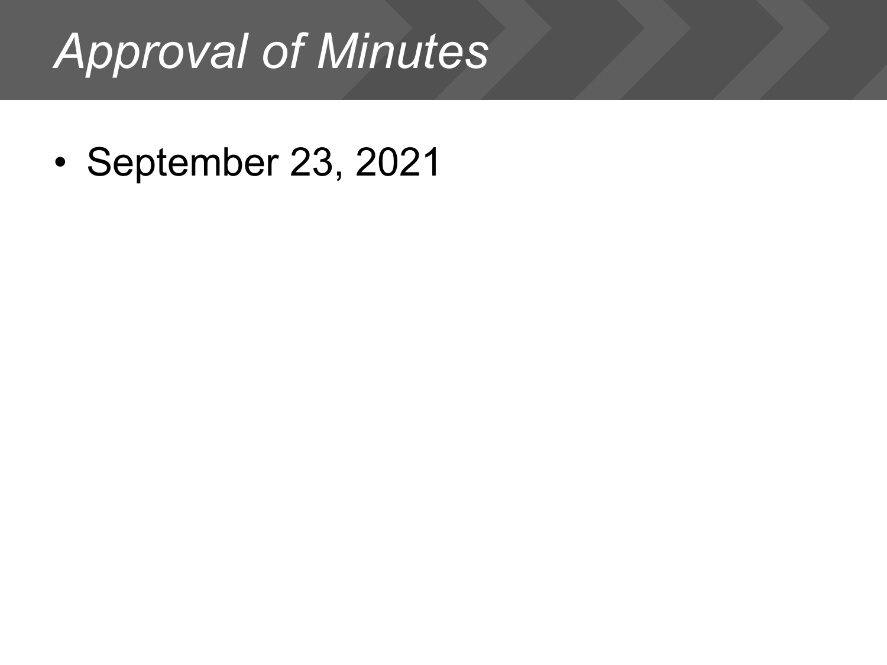# *Approval of Minutes*

- September 23, 2021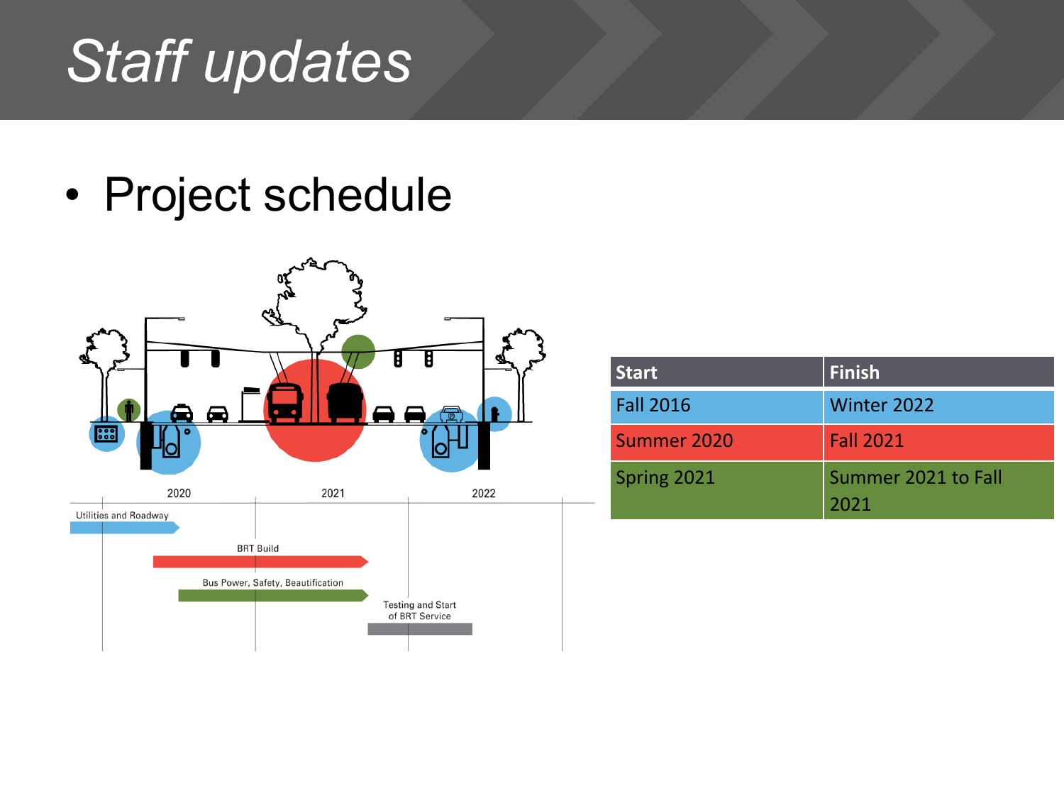# Staff updates

- Project schedule

2020 | 2021 | 2022

Utilities and Roadway

BRT Build

Bus Power, Safety, Beautification

Testing and Start of BRT Service

| Start | Finish |
|---|---|
| Fall 2016 | Winter 2022 |
| Summer 2020 | Fall 2021 |
| Spring 2021 | Summer 2021 to Fall 2021 |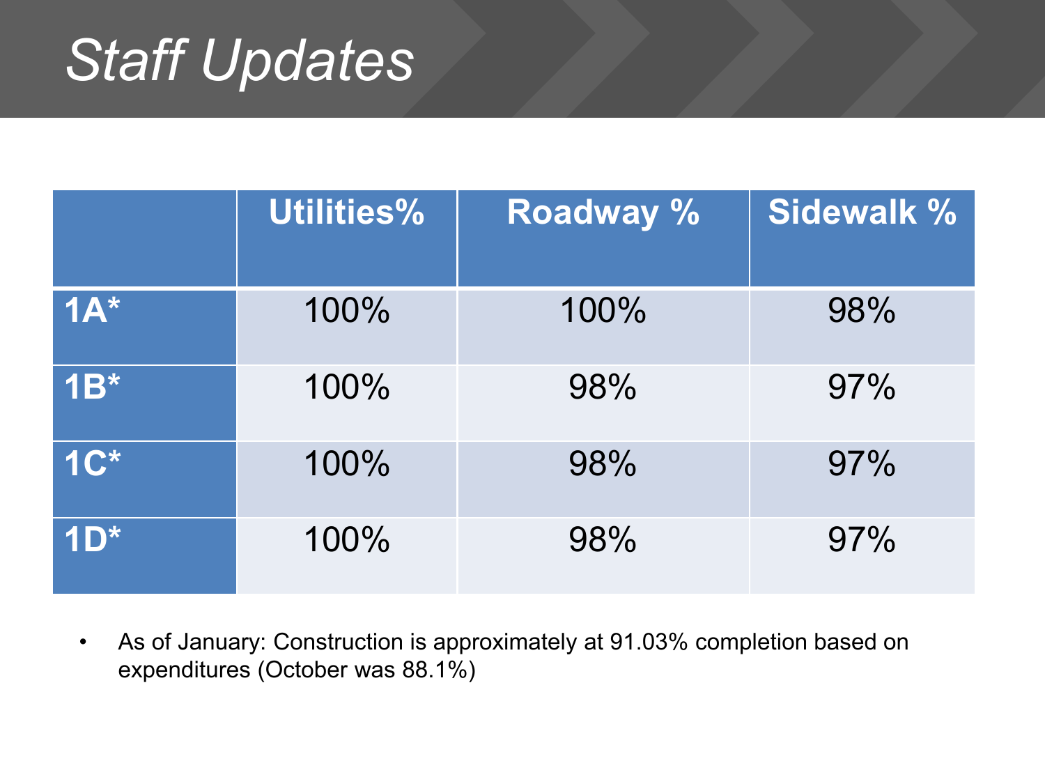# Staff Updates

| | Utilities% | Roadway % | Sidewalk % |
|---|---|---|---|
| **1A*** | 100% | 100% | 98% |
| **1B*** | 100% | 98% | 97% |
| **1C*** | 100% | 98% | 97% |
| **1D*** | 100% | 98% | 97% |

- As of January: Construction is approximately at 91.03% completion based on expenditures (October was 88.1%)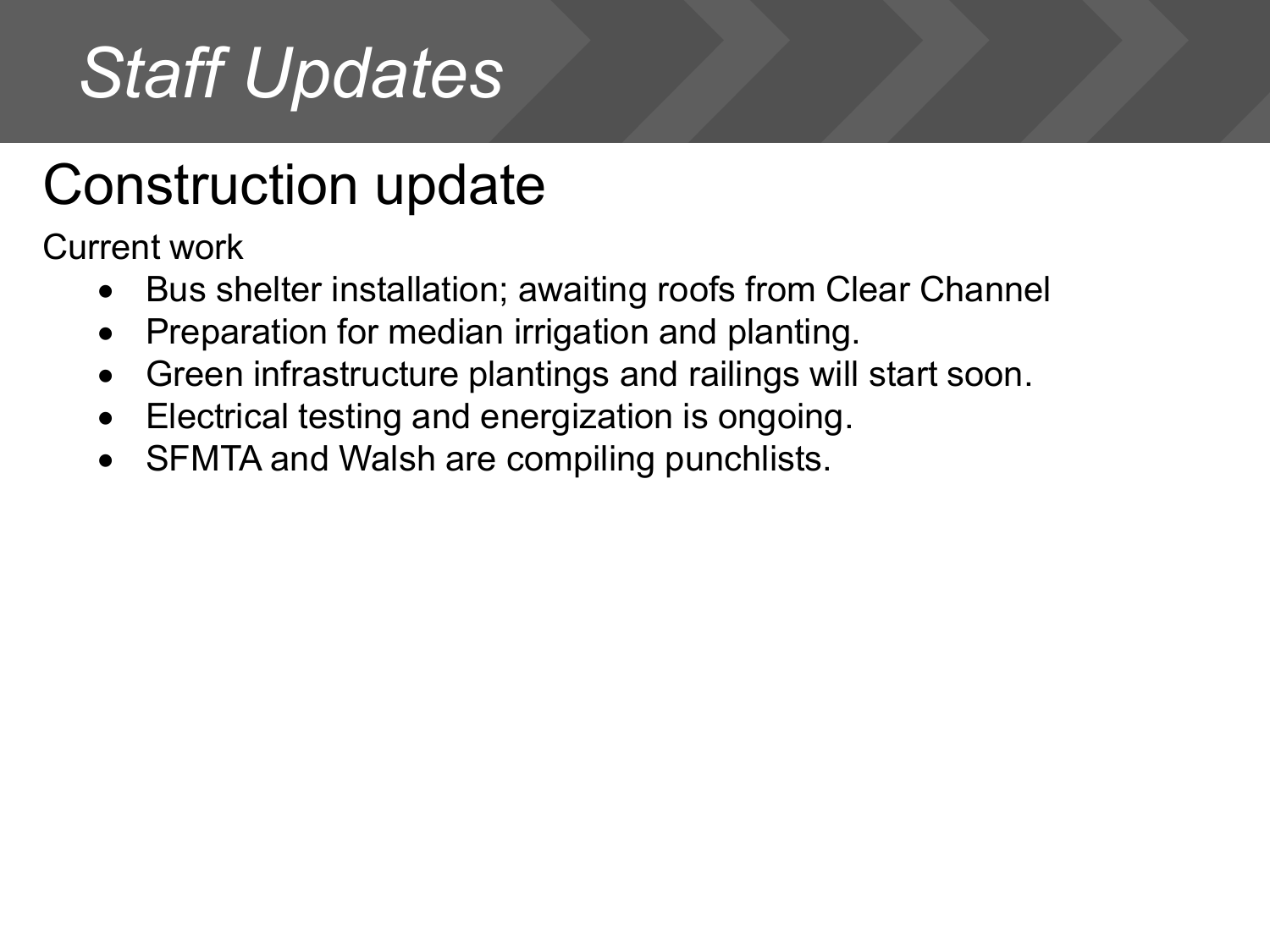# *Staff Updates*

## Construction update

Current work

- Bus shelter installation; awaiting roofs from Clear Channel
- Preparation for median irrigation and planting.
- Green infrastructure plantings and railings will start soon.
- Electrical testing and energization is ongoing.
- SFMTA and Walsh are compiling punchlists.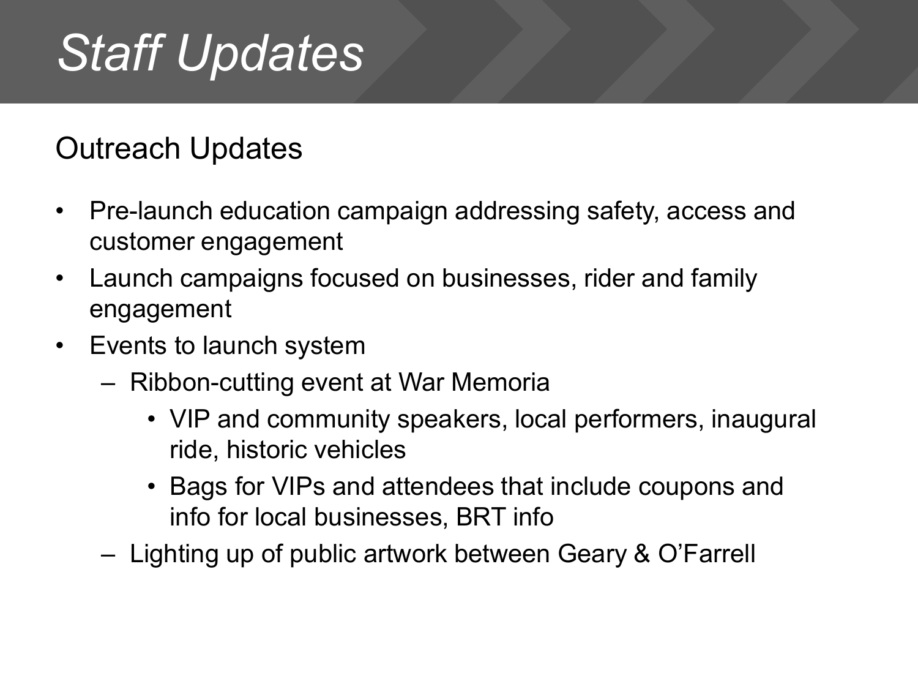# *Staff Updates*

## Outreach Updates

- Pre-launch education campaign addressing safety, access and customer engagement
- Launch campaigns focused on businesses, rider and family engagement
- Events to launch system
  - Ribbon-cutting event at War Memoria
    - VIP and community speakers, local performers, inaugural ride, historic vehicles
    - Bags for VIPs and attendees that include coupons and info for local businesses, BRT info
  - Lighting up of public artwork between Geary & O'Farrell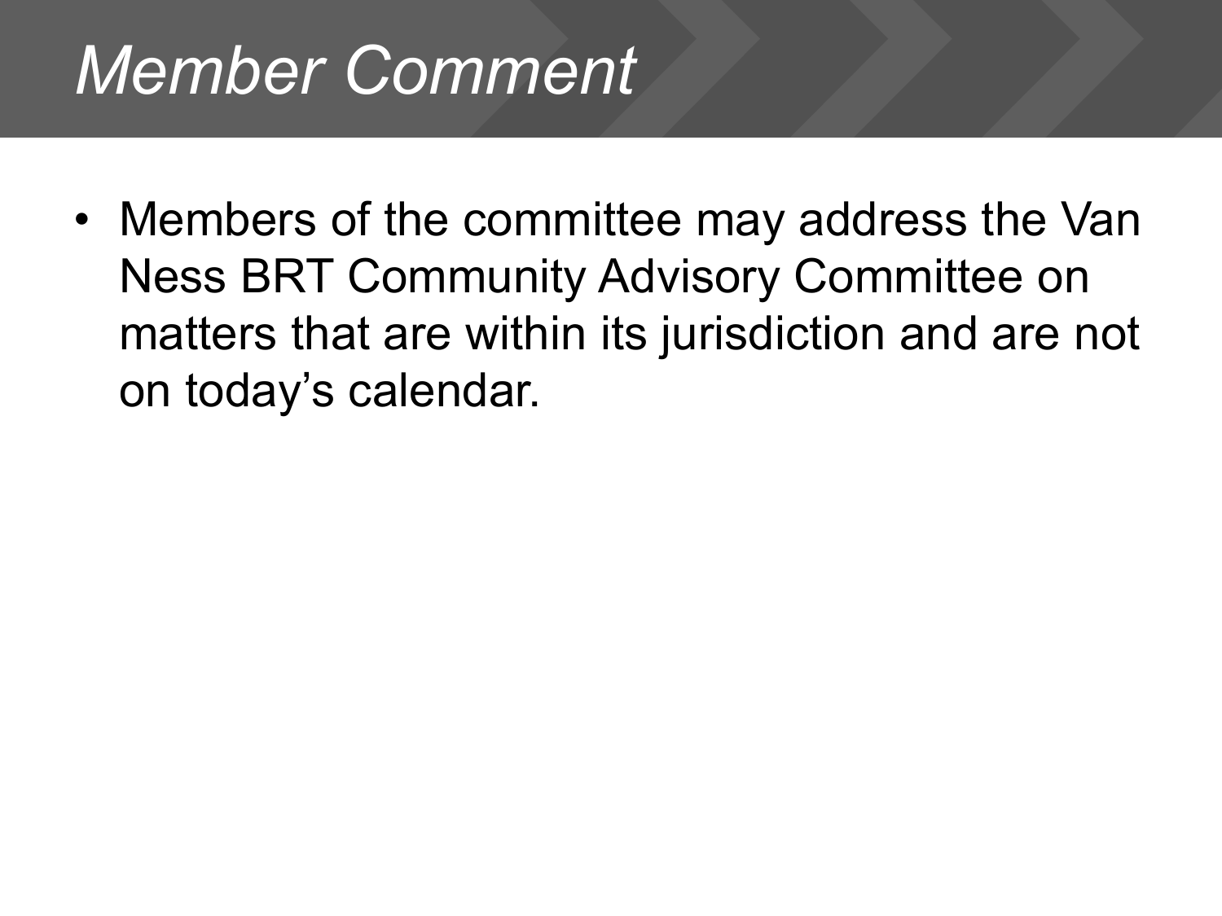# *Member Comment*

- Members of the committee may address the Van Ness BRT Community Advisory Committee on matters that are within its jurisdiction and are not on today's calendar.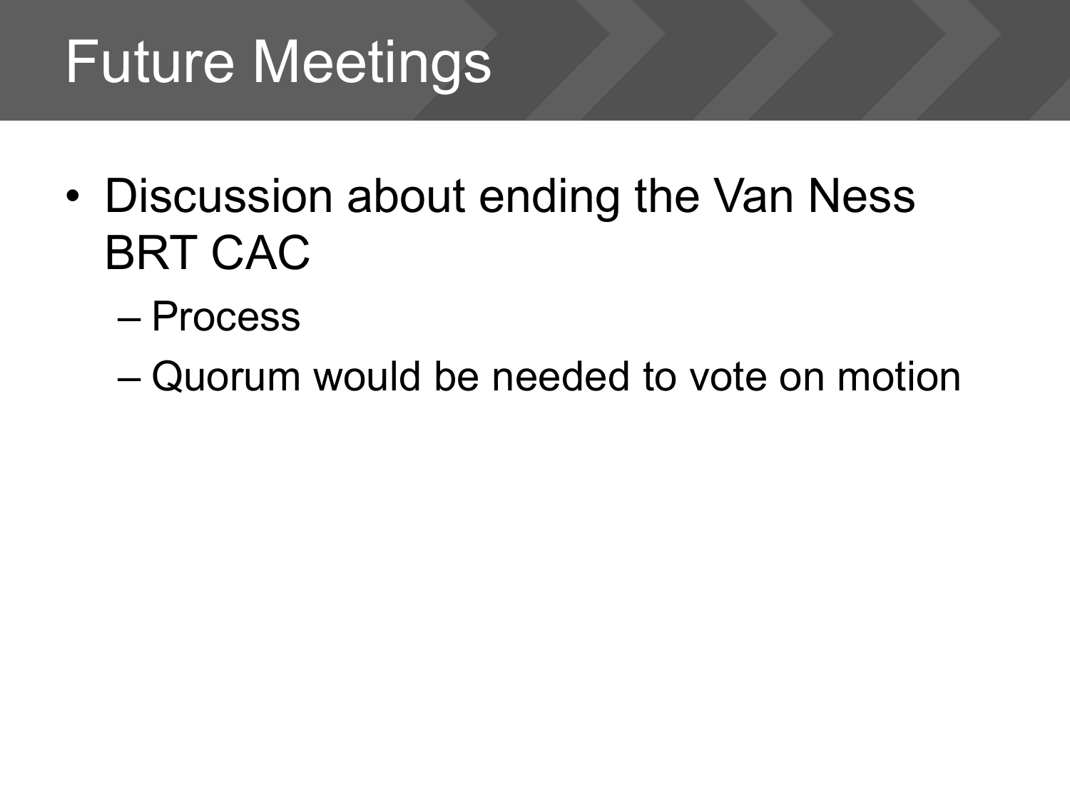# Future Meetings

- Discussion about ending the Van Ness BRT CAC
  - Process
  - Quorum would be needed to vote on motion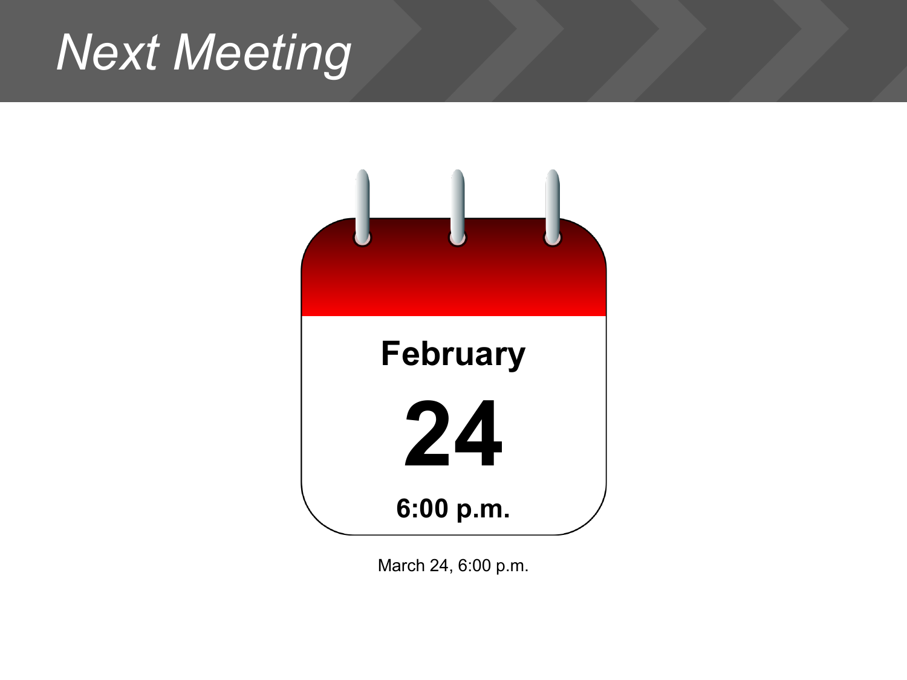# Next Meeting

**February**

**24**

**6:00 p.m.**

March 24, 6:00 p.m.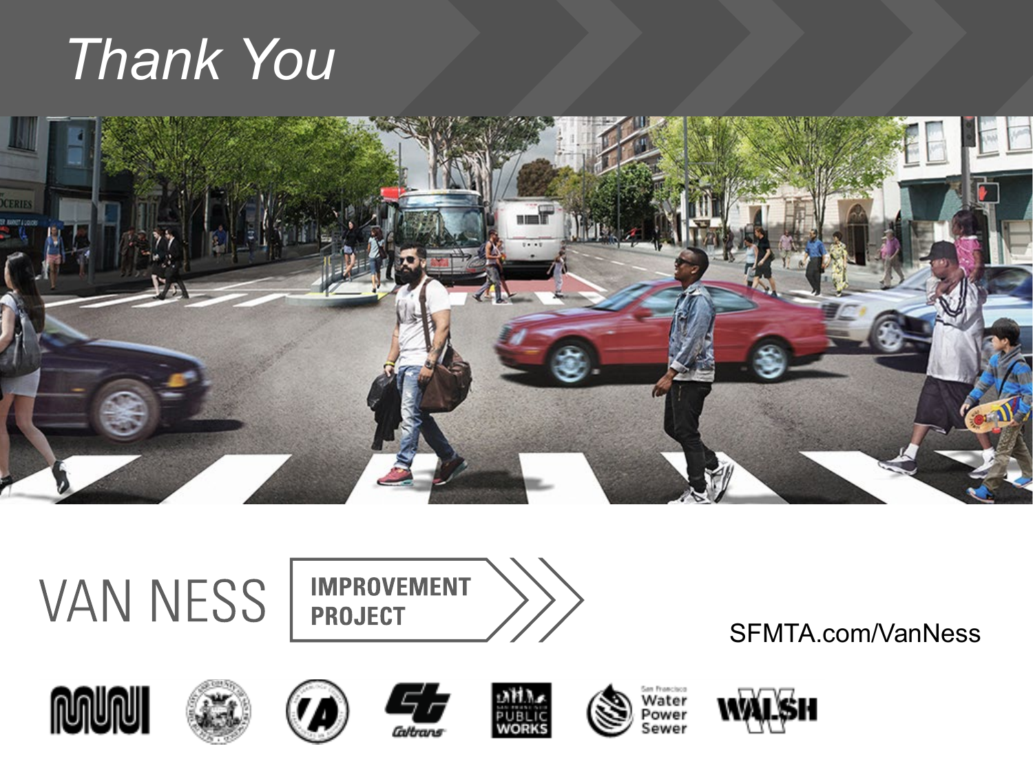# Thank You

VAN NESS IMPROVEMENT PROJECT

SFMTA.com/VanNess